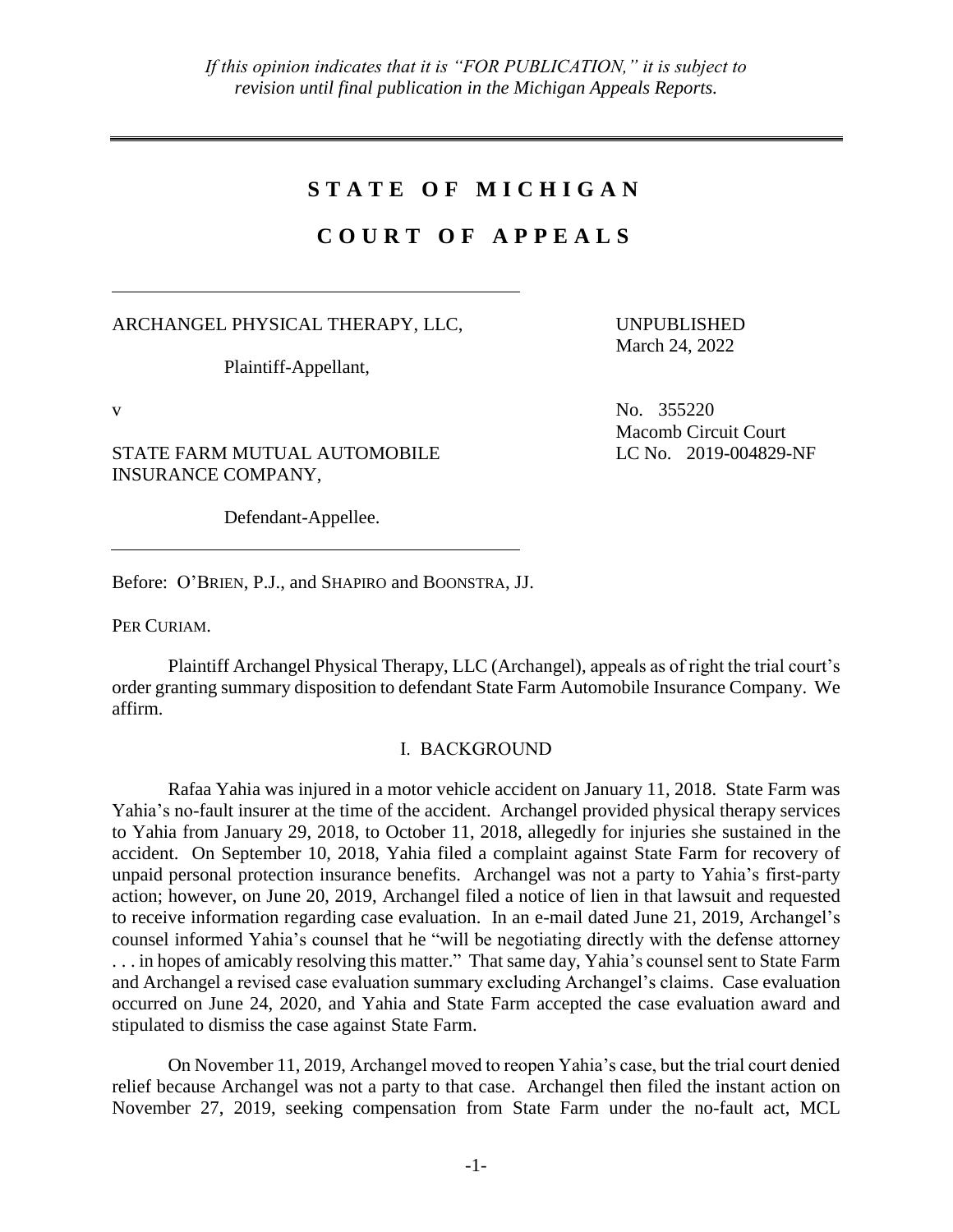*If this opinion indicates that it is "FOR PUBLICATION," it is subject to revision until final publication in the Michigan Appeals Reports.*

# STATE OF MICHIGAN

# COURT OF APPEALS

ARCHANGEL PHYSICAL THERAPY, LLC,

Plaintiff-Appellant,

v

STATE FARM MUTUAL AUTOMOBILE INSURANCE COMPANY,

Defendant-Appellee.

UNPUBLISHED
March 24, 2022

No. 355220
Macomb Circuit Court
LC No. 2019-004829-NF

Before: O'BRIEN, P.J., and SHAPIRO and BOONSTRA, JJ.

PER CURIAM.

Plaintiff Archangel Physical Therapy, LLC (Archangel), appeals as of right the trial court's order granting summary disposition to defendant State Farm Automobile Insurance Company. We affirm.

## I. BACKGROUND

Rafaa Yahia was injured in a motor vehicle accident on January 11, 2018. State Farm was Yahia's no-fault insurer at the time of the accident. Archangel provided physical therapy services to Yahia from January 29, 2018, to October 11, 2018, allegedly for injuries she sustained in the accident. On September 10, 2018, Yahia filed a complaint against State Farm for recovery of unpaid personal protection insurance benefits. Archangel was not a party to Yahia's first-party action; however, on June 20, 2019, Archangel filed a notice of lien in that lawsuit and requested to receive information regarding case evaluation. In an e-mail dated June 21, 2019, Archangel's counsel informed Yahia's counsel that he "will be negotiating directly with the defense attorney . . . in hopes of amicably resolving this matter." That same day, Yahia's counsel sent to State Farm and Archangel a revised case evaluation summary excluding Archangel's claims. Case evaluation occurred on June 24, 2020, and Yahia and State Farm accepted the case evaluation award and stipulated to dismiss the case against State Farm.

On November 11, 2019, Archangel moved to reopen Yahia's case, but the trial court denied relief because Archangel was not a party to that case. Archangel then filed the instant action on November 27, 2019, seeking compensation from State Farm under the no-fault act, MCL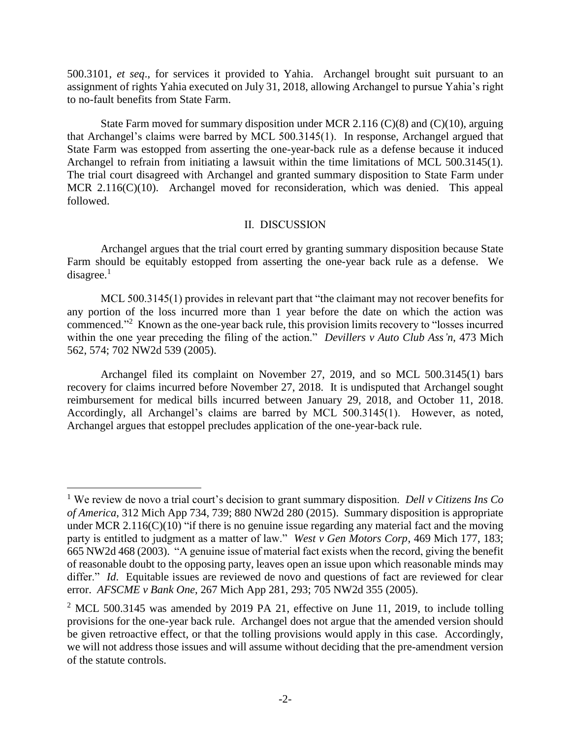500.3101, *et seq*., for services it provided to Yahia. Archangel brought suit pursuant to an assignment of rights Yahia executed on July 31, 2018, allowing Archangel to pursue Yahia's right to no-fault benefits from State Farm.

State Farm moved for summary disposition under MCR 2.116 (C)(8) and (C)(10), arguing that Archangel's claims were barred by MCL 500.3145(1). In response, Archangel argued that State Farm was estopped from asserting the one-year-back rule as a defense because it induced Archangel to refrain from initiating a lawsuit within the time limitations of MCL 500.3145(1). The trial court disagreed with Archangel and granted summary disposition to State Farm under MCR 2.116(C)(10). Archangel moved for reconsideration, which was denied. This appeal followed.

## II. DISCUSSION

Archangel argues that the trial court erred by granting summary disposition because State Farm should be equitably estopped from asserting the one-year back rule as a defense. We disagree.[1]

MCL 500.3145(1) provides in relevant part that "the claimant may not recover benefits for any portion of the loss incurred more than 1 year before the date on which the action was commenced."[2] Known as the one-year back rule, this provision limits recovery to "losses incurred within the one year preceding the filing of the action." *Devillers v Auto Club Ass'n*, 473 Mich 562, 574; 702 NW2d 539 (2005).

Archangel filed its complaint on November 27, 2019, and so MCL 500.3145(1) bars recovery for claims incurred before November 27, 2018. It is undisputed that Archangel sought reimbursement for medical bills incurred between January 29, 2018, and October 11, 2018. Accordingly, all Archangel's claims are barred by MCL 500.3145(1). However, as noted, Archangel argues that estoppel precludes application of the one-year-back rule.

---

[1] We review de novo a trial court's decision to grant summary disposition. *Dell v Citizens Ins Co of America*, 312 Mich App 734, 739; 880 NW2d 280 (2015). Summary disposition is appropriate under MCR 2.116(C)(10) "if there is no genuine issue regarding any material fact and the moving party is entitled to judgment as a matter of law." *West v Gen Motors Corp*, 469 Mich 177, 183; 665 NW2d 468 (2003). "A genuine issue of material fact exists when the record, giving the benefit of reasonable doubt to the opposing party, leaves open an issue upon which reasonable minds may differ." *Id*. Equitable issues are reviewed de novo and questions of fact are reviewed for clear error. *AFSCME v Bank One*, 267 Mich App 281, 293; 705 NW2d 355 (2005).

[2] MCL 500.3145 was amended by 2019 PA 21, effective on June 11, 2019, to include tolling provisions for the one-year back rule. Archangel does not argue that the amended version should be given retroactive effect, or that the tolling provisions would apply in this case. Accordingly, we will not address those issues and will assume without deciding that the pre-amendment version of the statute controls.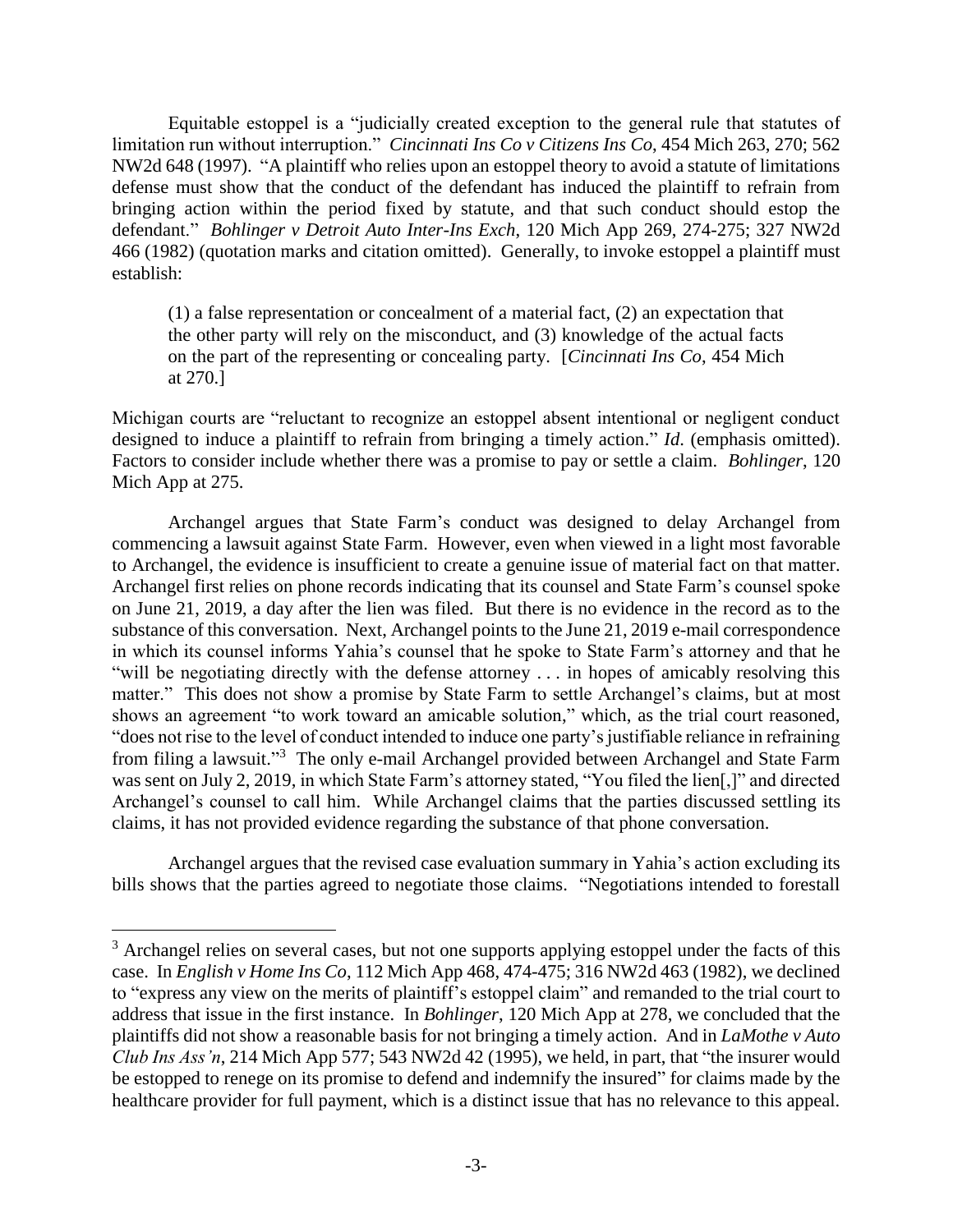Equitable estoppel is a "judicially created exception to the general rule that statutes of limitation run without interruption." *Cincinnati Ins Co v Citizens Ins Co*, 454 Mich 263, 270; 562 NW2d 648 (1997). "A plaintiff who relies upon an estoppel theory to avoid a statute of limitations defense must show that the conduct of the defendant has induced the plaintiff to refrain from bringing action within the period fixed by statute, and that such conduct should estop the defendant." *Bohlinger v Detroit Auto Inter-Ins Exch*, 120 Mich App 269, 274-275; 327 NW2d 466 (1982) (quotation marks and citation omitted). Generally, to invoke estoppel a plaintiff must establish:

> (1) a false representation or concealment of a material fact, (2) an expectation that the other party will rely on the misconduct, and (3) knowledge of the actual facts on the part of the representing or concealing party. [*Cincinnati Ins Co*, 454 Mich at 270.]

Michigan courts are "reluctant to recognize an estoppel absent intentional or negligent conduct designed to induce a plaintiff to refrain from bringing a timely action." *Id.* (emphasis omitted). Factors to consider include whether there was a promise to pay or settle a claim. *Bohlinger*, 120 Mich App at 275.

Archangel argues that State Farm's conduct was designed to delay Archangel from commencing a lawsuit against State Farm. However, even when viewed in a light most favorable to Archangel, the evidence is insufficient to create a genuine issue of material fact on that matter. Archangel first relies on phone records indicating that its counsel and State Farm's counsel spoke on June 21, 2019, a day after the lien was filed. But there is no evidence in the record as to the substance of this conversation. Next, Archangel points to the June 21, 2019 e-mail correspondence in which its counsel informs Yahia's counsel that he spoke to State Farm's attorney and that he "will be negotiating directly with the defense attorney . . . in hopes of amicably resolving this matter." This does not show a promise by State Farm to settle Archangel's claims, but at most shows an agreement "to work toward an amicable solution," which, as the trial court reasoned, "does not rise to the level of conduct intended to induce one party's justifiable reliance in refraining from filing a lawsuit."[3] The only e-mail Archangel provided between Archangel and State Farm was sent on July 2, 2019, in which State Farm's attorney stated, "You filed the lien[,]" and directed Archangel's counsel to call him. While Archangel claims that the parties discussed settling its claims, it has not provided evidence regarding the substance of that phone conversation.

Archangel argues that the revised case evaluation summary in Yahia's action excluding its bills shows that the parties agreed to negotiate those claims. "Negotiations intended to forestall

[3] Archangel relies on several cases, but not one supports applying estoppel under the facts of this case. In *English v Home Ins Co*, 112 Mich App 468, 474-475; 316 NW2d 463 (1982), we declined to "express any view on the merits of plaintiff's estoppel claim" and remanded to the trial court to address that issue in the first instance. In *Bohlinger*, 120 Mich App at 278, we concluded that the plaintiffs did not show a reasonable basis for not bringing a timely action. And in *LaMothe v Auto Club Ins Ass'n*, 214 Mich App 577; 543 NW2d 42 (1995), we held, in part, that "the insurer would be estopped to renege on its promise to defend and indemnify the insured" for claims made by the healthcare provider for full payment, which is a distinct issue that has no relevance to this appeal.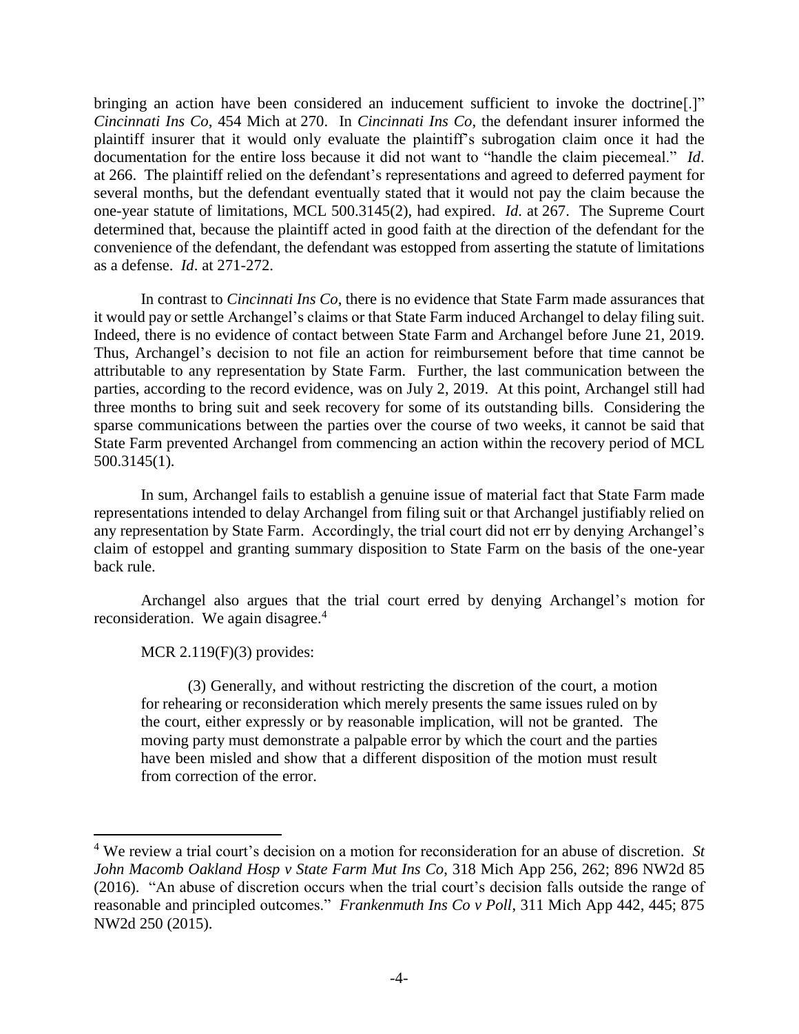bringing an action have been considered an inducement sufficient to invoke the doctrine[.]" *Cincinnati Ins Co*, 454 Mich at 270. In *Cincinnati Ins Co*, the defendant insurer informed the plaintiff insurer that it would only evaluate the plaintiff's subrogation claim once it had the documentation for the entire loss because it did not want to "handle the claim piecemeal." *Id*. at 266. The plaintiff relied on the defendant's representations and agreed to deferred payment for several months, but the defendant eventually stated that it would not pay the claim because the one-year statute of limitations, MCL 500.3145(2), had expired. *Id*. at 267. The Supreme Court determined that, because the plaintiff acted in good faith at the direction of the defendant for the convenience of the defendant, the defendant was estopped from asserting the statute of limitations as a defense. *Id*. at 271-272.

In contrast to *Cincinnati Ins Co*, there is no evidence that State Farm made assurances that it would pay or settle Archangel's claims or that State Farm induced Archangel to delay filing suit. Indeed, there is no evidence of contact between State Farm and Archangel before June 21, 2019. Thus, Archangel's decision to not file an action for reimbursement before that time cannot be attributable to any representation by State Farm. Further, the last communication between the parties, according to the record evidence, was on July 2, 2019. At this point, Archangel still had three months to bring suit and seek recovery for some of its outstanding bills. Considering the sparse communications between the parties over the course of two weeks, it cannot be said that State Farm prevented Archangel from commencing an action within the recovery period of MCL 500.3145(1).

In sum, Archangel fails to establish a genuine issue of material fact that State Farm made representations intended to delay Archangel from filing suit or that Archangel justifiably relied on any representation by State Farm. Accordingly, the trial court did not err by denying Archangel's claim of estoppel and granting summary disposition to State Farm on the basis of the one-year back rule.

Archangel also argues that the trial court erred by denying Archangel's motion for reconsideration. We again disagree.[4]

MCR 2.119(F)(3) provides:

> (3) Generally, and without restricting the discretion of the court, a motion for rehearing or reconsideration which merely presents the same issues ruled on by the court, either expressly or by reasonable implication, will not be granted. The moving party must demonstrate a palpable error by which the court and the parties have been misled and show that a different disposition of the motion must result from correction of the error.

---

[4] We review a trial court's decision on a motion for reconsideration for an abuse of discretion. *St John Macomb Oakland Hosp v State Farm Mut Ins Co*, 318 Mich App 256, 262; 896 NW2d 85 (2016). "An abuse of discretion occurs when the trial court's decision falls outside the range of reasonable and principled outcomes." *Frankenmuth Ins Co v Poll*, 311 Mich App 442, 445; 875 NW2d 250 (2015).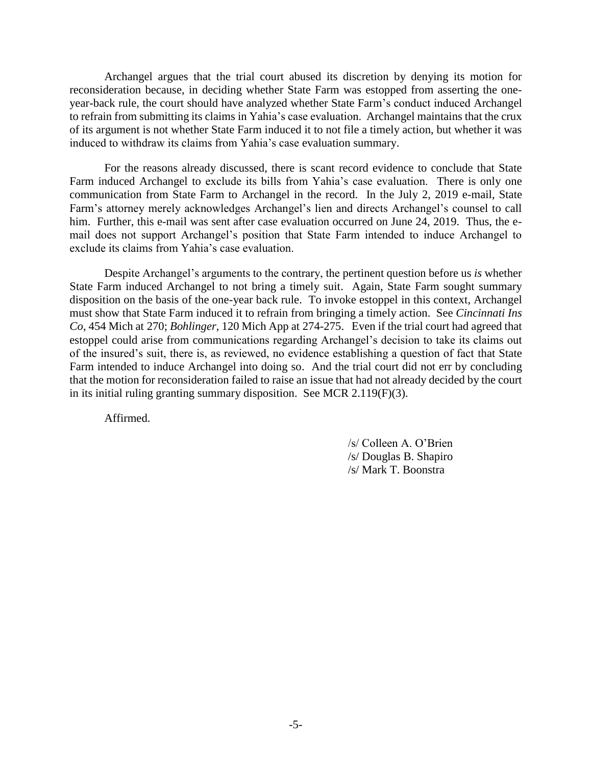Archangel argues that the trial court abused its discretion by denying its motion for reconsideration because, in deciding whether State Farm was estopped from asserting the one-year-back rule, the court should have analyzed whether State Farm's conduct induced Archangel to refrain from submitting its claims in Yahia's case evaluation. Archangel maintains that the crux of its argument is not whether State Farm induced it to not file a timely action, but whether it was induced to withdraw its claims from Yahia's case evaluation summary.

For the reasons already discussed, there is scant record evidence to conclude that State Farm induced Archangel to exclude its bills from Yahia's case evaluation. There is only one communication from State Farm to Archangel in the record. In the July 2, 2019 e-mail, State Farm's attorney merely acknowledges Archangel's lien and directs Archangel's counsel to call him. Further, this e-mail was sent after case evaluation occurred on June 24, 2019. Thus, the e-mail does not support Archangel's position that State Farm intended to induce Archangel to exclude its claims from Yahia's case evaluation.

Despite Archangel's arguments to the contrary, the pertinent question before us *is* whether State Farm induced Archangel to not bring a timely suit. Again, State Farm sought summary disposition on the basis of the one-year back rule. To invoke estoppel in this context, Archangel must show that State Farm induced it to refrain from bringing a timely action. See *Cincinnati Ins Co*, 454 Mich at 270; *Bohlinger*, 120 Mich App at 274-275. Even if the trial court had agreed that estoppel could arise from communications regarding Archangel's decision to take its claims out of the insured's suit, there is, as reviewed, no evidence establishing a question of fact that State Farm intended to induce Archangel into doing so. And the trial court did not err by concluding that the motion for reconsideration failed to raise an issue that had not already decided by the court in its initial ruling granting summary disposition. See MCR 2.119(F)(3).

Affirmed.

/s/ Colleen A. O'Brien
/s/ Douglas B. Shapiro
/s/ Mark T. Boonstra